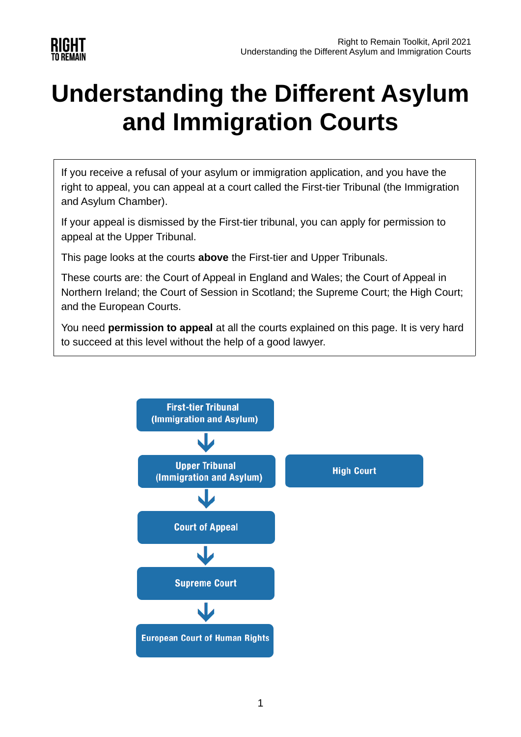# Understanding the Different Asylum and Immigration Courts

If you receive a refusal of your asylum or immigration application, and you have the right to appeal, you can appeal at a court called the First-tier Tribunal (the Immigration and Asylum Chamber).

If your appeal is dismissed by the First-tier tribunal, you can apply for permission to appeal at the Upper Tribunal.

This page looks at the courts **above** the First-tier and Upper Tribunals.

These courts are: the Court of Appeal in England and Wales; the Court of Appeal in Northern Ireland; the Court of Session in Scotland; the Supreme Court; the High Court; and the European Courts.

You need **permission to appeal** at all the courts explained on this page. It is very hard to succeed at this level without the help of a good lawyer.

First-tier Tribunal (Immigration and Asylum)

↓

Upper Tribunal (Immigration and Asylum) | High Court

↓

Court of Appeal

↓

Supreme Court

↓

European Court of Human Rights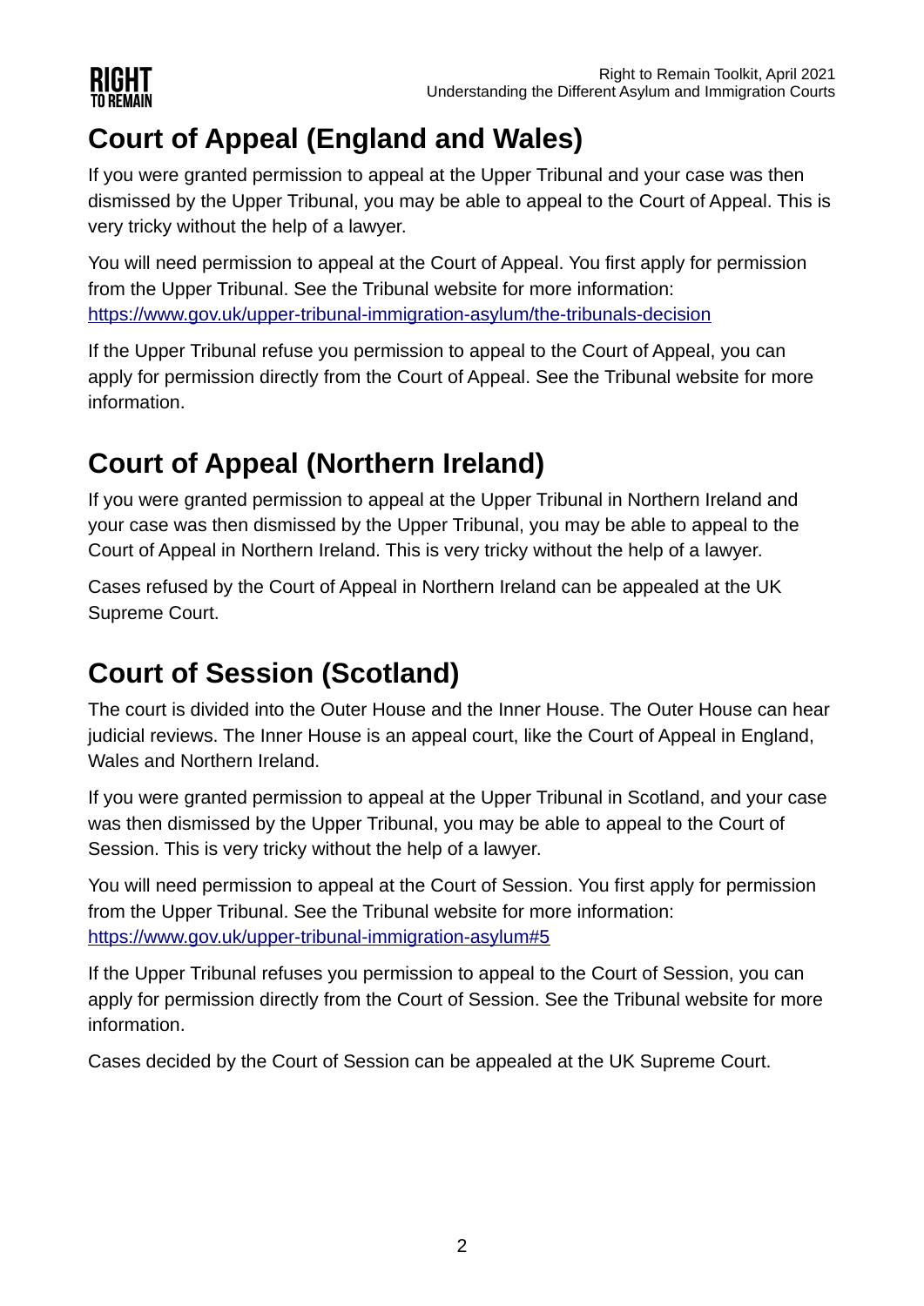## Court of Appeal (England and Wales)

If you were granted permission to appeal at the Upper Tribunal and your case was then dismissed by the Upper Tribunal, you may be able to appeal to the Court of Appeal. This is very tricky without the help of a lawyer.

You will need permission to appeal at the Court of Appeal. You first apply for permission from the Upper Tribunal. See the Tribunal website for more information: [https://www.gov.uk/upper-tribunal-immigration-asylum/the-tribunals-decision](https://www.gov.uk/upper-tribunal-immigration-asylum/the-tribunals-decision)

If the Upper Tribunal refuse you permission to appeal to the Court of Appeal, you can apply for permission directly from the Court of Appeal. See the Tribunal website for more information.

## Court of Appeal (Northern Ireland)

If you were granted permission to appeal at the Upper Tribunal in Northern Ireland and your case was then dismissed by the Upper Tribunal, you may be able to appeal to the Court of Appeal in Northern Ireland. This is very tricky without the help of a lawyer.

Cases refused by the Court of Appeal in Northern Ireland can be appealed at the UK Supreme Court.

## Court of Session (Scotland)

The court is divided into the Outer House and the Inner House. The Outer House can hear judicial reviews. The Inner House is an appeal court, like the Court of Appeal in England, Wales and Northern Ireland.

If you were granted permission to appeal at the Upper Tribunal in Scotland, and your case was then dismissed by the Upper Tribunal, you may be able to appeal to the Court of Session. This is very tricky without the help of a lawyer.

You will need permission to appeal at the Court of Session. You first apply for permission from the Upper Tribunal. See the Tribunal website for more information: [https://www.gov.uk/upper-tribunal-immigration-asylum#5](https://www.gov.uk/upper-tribunal-immigration-asylum#5)

If the Upper Tribunal refuses you permission to appeal to the Court of Session, you can apply for permission directly from the Court of Session. See the Tribunal website for more information.

Cases decided by the Court of Session can be appealed at the UK Supreme Court.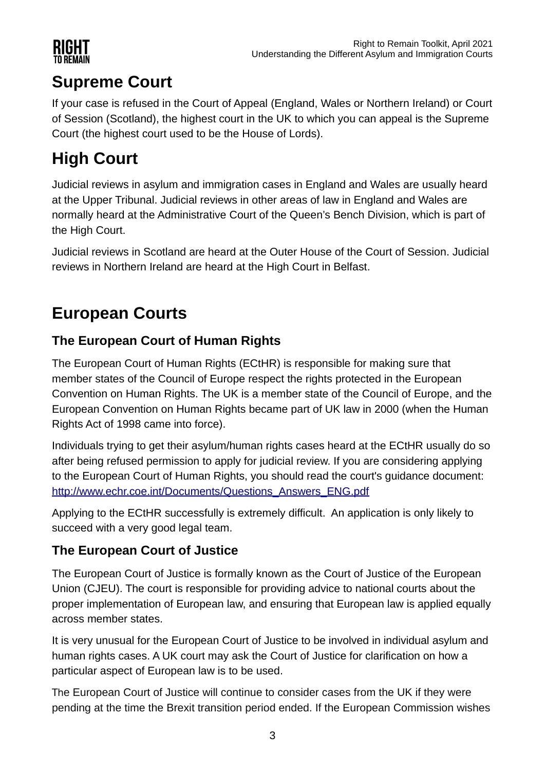## Supreme Court

If your case is refused in the Court of Appeal (England, Wales or Northern Ireland) or Court of Session (Scotland), the highest court in the UK to which you can appeal is the Supreme Court (the highest court used to be the House of Lords).

## High Court

Judicial reviews in asylum and immigration cases in England and Wales are usually heard at the Upper Tribunal. Judicial reviews in other areas of law in England and Wales are normally heard at the Administrative Court of the Queen's Bench Division, which is part of the High Court.

Judicial reviews in Scotland are heard at the Outer House of the Court of Session. Judicial reviews in Northern Ireland are heard at the High Court in Belfast.

## European Courts

### The European Court of Human Rights

The European Court of Human Rights (ECtHR) is responsible for making sure that member states of the Council of Europe respect the rights protected in the European Convention on Human Rights. The UK is a member state of the Council of Europe, and the European Convention on Human Rights became part of UK law in 2000 (when the Human Rights Act of 1998 came into force).

Individuals trying to get their asylum/human rights cases heard at the ECtHR usually do so after being refused permission to apply for judicial review. If you are considering applying to the European Court of Human Rights, you should read the court's guidance document: [http://www.echr.coe.int/Documents/Questions_Answers_ENG.pdf](http://www.echr.coe.int/Documents/Questions_Answers_ENG.pdf)

Applying to the ECtHR successfully is extremely difficult. An application is only likely to succeed with a very good legal team.

### The European Court of Justice

The European Court of Justice is formally known as the Court of Justice of the European Union (CJEU). The court is responsible for providing advice to national courts about the proper implementation of European law, and ensuring that European law is applied equally across member states.

It is very unusual for the European Court of Justice to be involved in individual asylum and human rights cases. A UK court may ask the Court of Justice for clarification on how a particular aspect of European law is to be used.

The European Court of Justice will continue to consider cases from the UK if they were pending at the time the Brexit transition period ended. If the European Commission wishes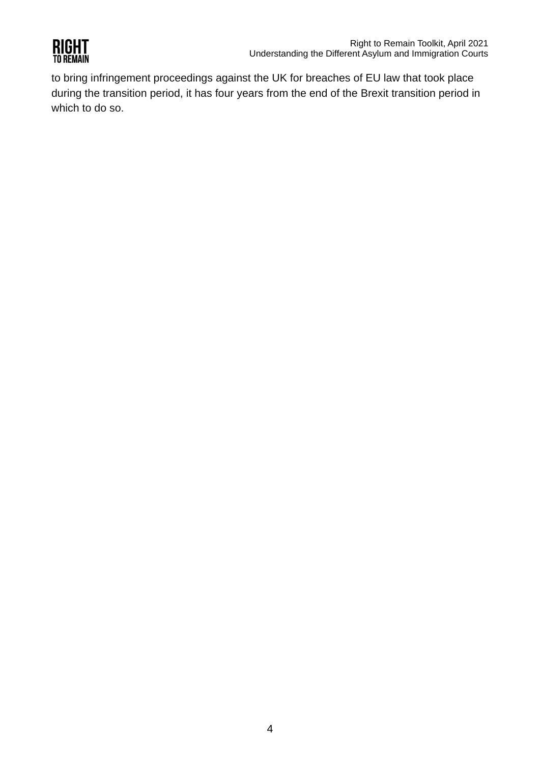to bring infringement proceedings against the UK for breaches of EU law that took place during the transition period, it has four years from the end of the Brexit transition period in which to do so.